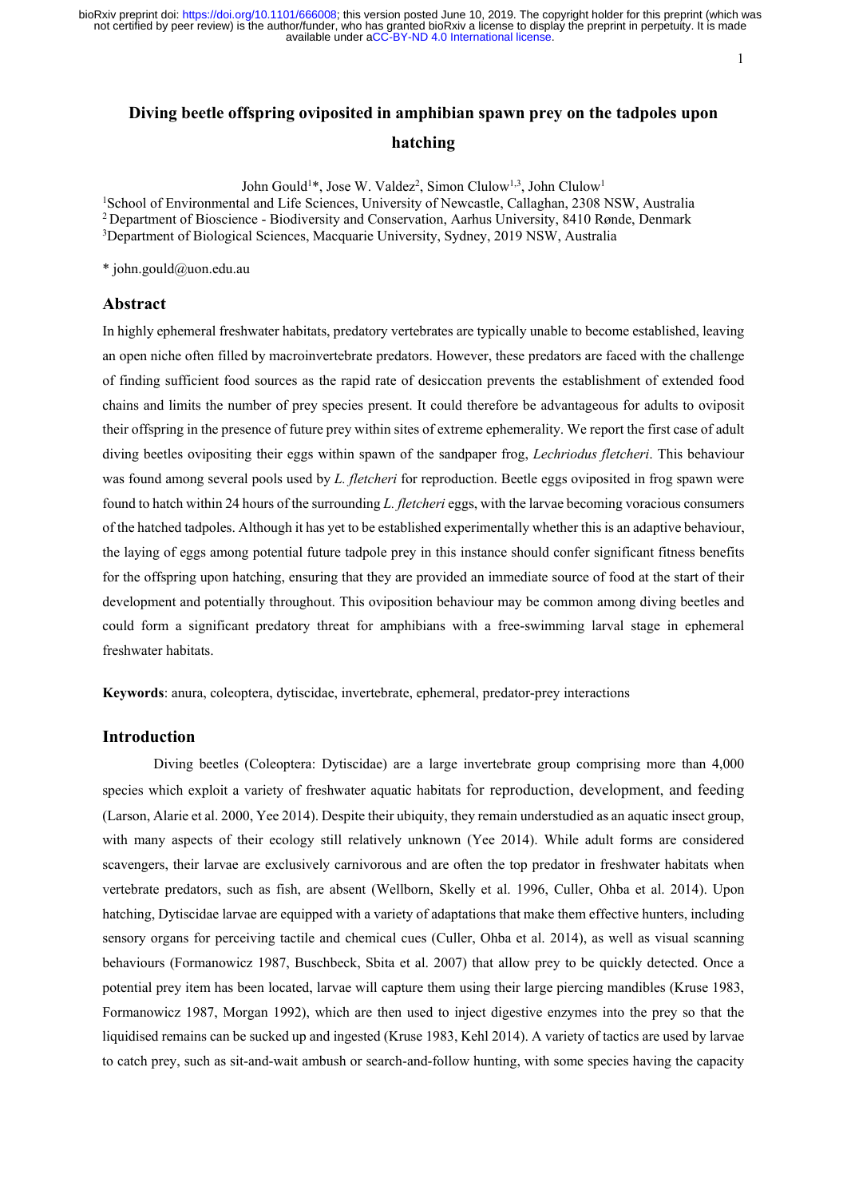# Diving beetle offspring oviposited in amphibian spawn prey on the tadpoles upon hatching

John Gould[1]*, Jose W. Valdez[2], Simon Clulow[1,3], John Clulow[1]

[1]School of Environmental and Life Sciences, University of Newcastle, Callaghan, 2308 NSW, Australia
[2]Department of Bioscience - Biodiversity and Conservation, Aarhus University, 8410 Rønde, Denmark
[3]Department of Biological Sciences, Macquarie University, Sydney, 2019 NSW, Australia

* john.gould@uon.edu.au

## Abstract

In highly ephemeral freshwater habitats, predatory vertebrates are typically unable to become established, leaving an open niche often filled by macroinvertebrate predators. However, these predators are faced with the challenge of finding sufficient food sources as the rapid rate of desiccation prevents the establishment of extended food chains and limits the number of prey species present. It could therefore be advantageous for adults to oviposit their offspring in the presence of future prey within sites of extreme ephemerality. We report the first case of adult diving beetles ovipositing their eggs within spawn of the sandpaper frog, *Lechriodus fletcheri*. This behaviour was found among several pools used by *L. fletcheri* for reproduction. Beetle eggs oviposited in frog spawn were found to hatch within 24 hours of the surrounding *L. fletcheri* eggs, with the larvae becoming voracious consumers of the hatched tadpoles. Although it has yet to be established experimentally whether this is an adaptive behaviour, the laying of eggs among potential future tadpole prey in this instance should confer significant fitness benefits for the offspring upon hatching, ensuring that they are provided an immediate source of food at the start of their development and potentially throughout. This oviposition behaviour may be common among diving beetles and could form a significant predatory threat for amphibians with a free-swimming larval stage in ephemeral freshwater habitats.

**Keywords**: anura, coleoptera, dytiscidae, invertebrate, ephemeral, predator-prey interactions

## Introduction

Diving beetles (Coleoptera: Dytiscidae) are a large invertebrate group comprising more than 4,000 species which exploit a variety of freshwater aquatic habitats for reproduction, development, and feeding (Larson, Alarie et al. 2000, Yee 2014). Despite their ubiquity, they remain understudied as an aquatic insect group, with many aspects of their ecology still relatively unknown (Yee 2014). While adult forms are considered scavengers, their larvae are exclusively carnivorous and are often the top predator in freshwater habitats when vertebrate predators, such as fish, are absent (Wellborn, Skelly et al. 1996, Culler, Ohba et al. 2014). Upon hatching, Dytiscidae larvae are equipped with a variety of adaptations that make them effective hunters, including sensory organs for perceiving tactile and chemical cues (Culler, Ohba et al. 2014), as well as visual scanning behaviours (Formanowicz 1987, Buschbeck, Sbita et al. 2007) that allow prey to be quickly detected. Once a potential prey item has been located, larvae will capture them using their large piercing mandibles (Kruse 1983, Formanowicz 1987, Morgan 1992), which are then used to inject digestive enzymes into the prey so that the liquidised remains can be sucked up and ingested (Kruse 1983, Kehl 2014). A variety of tactics are used by larvae to catch prey, such as sit-and-wait ambush or search-and-follow hunting, with some species having the capacity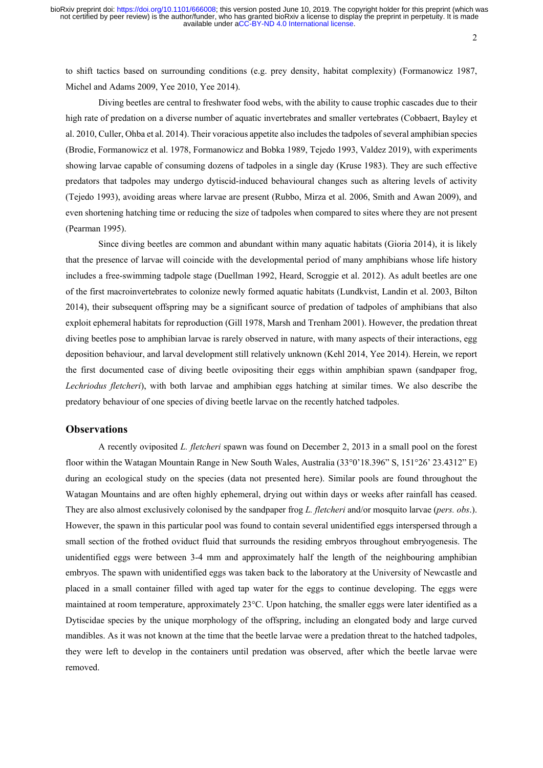to shift tactics based on surrounding conditions (e.g. prey density, habitat complexity) (Formanowicz 1987, Michel and Adams 2009, Yee 2010, Yee 2014).

Diving beetles are central to freshwater food webs, with the ability to cause trophic cascades due to their high rate of predation on a diverse number of aquatic invertebrates and smaller vertebrates (Cobbaert, Bayley et al. 2010, Culler, Ohba et al. 2014). Their voracious appetite also includes the tadpoles of several amphibian species (Brodie, Formanowicz et al. 1978, Formanowicz and Bobka 1989, Tejedo 1993, Valdez 2019), with experiments showing larvae capable of consuming dozens of tadpoles in a single day (Kruse 1983). They are such effective predators that tadpoles may undergo dytiscid-induced behavioural changes such as altering levels of activity (Tejedo 1993), avoiding areas where larvae are present (Rubbo, Mirza et al. 2006, Smith and Awan 2009), and even shortening hatching time or reducing the size of tadpoles when compared to sites where they are not present (Pearman 1995).

Since diving beetles are common and abundant within many aquatic habitats (Gioria 2014), it is likely that the presence of larvae will coincide with the developmental period of many amphibians whose life history includes a free-swimming tadpole stage (Duellman 1992, Heard, Scroggie et al. 2012). As adult beetles are one of the first macroinvertebrates to colonize newly formed aquatic habitats (Lundkvist, Landin et al. 2003, Bilton 2014), their subsequent offspring may be a significant source of predation of tadpoles of amphibians that also exploit ephemeral habitats for reproduction (Gill 1978, Marsh and Trenham 2001). However, the predation threat diving beetles pose to amphibian larvae is rarely observed in nature, with many aspects of their interactions, egg deposition behaviour, and larval development still relatively unknown (Kehl 2014, Yee 2014). Herein, we report the first documented case of diving beetle ovipositing their eggs within amphibian spawn (sandpaper frog, *Lechriodus fletcheri*), with both larvae and amphibian eggs hatching at similar times. We also describe the predatory behaviour of one species of diving beetle larvae on the recently hatched tadpoles.

## Observations

A recently oviposited *L. fletcheri* spawn was found on December 2, 2013 in a small pool on the forest floor within the Watagan Mountain Range in New South Wales, Australia (33°0'18.396" S, 151°26' 23.4312" E) during an ecological study on the species (data not presented here). Similar pools are found throughout the Watagan Mountains and are often highly ephemeral, drying out within days or weeks after rainfall has ceased. They are also almost exclusively colonised by the sandpaper frog *L. fletcheri* and/or mosquito larvae (*pers. obs*.). However, the spawn in this particular pool was found to contain several unidentified eggs interspersed through a small section of the frothed oviduct fluid that surrounds the residing embryos throughout embryogenesis. The unidentified eggs were between 3-4 mm and approximately half the length of the neighbouring amphibian embryos. The spawn with unidentified eggs was taken back to the laboratory at the University of Newcastle and placed in a small container filled with aged tap water for the eggs to continue developing. The eggs were maintained at room temperature, approximately 23°C. Upon hatching, the smaller eggs were later identified as a Dytiscidae species by the unique morphology of the offspring, including an elongated body and large curved mandibles. As it was not known at the time that the beetle larvae were a predation threat to the hatched tadpoles, they were left to develop in the containers until predation was observed, after which the beetle larvae were removed.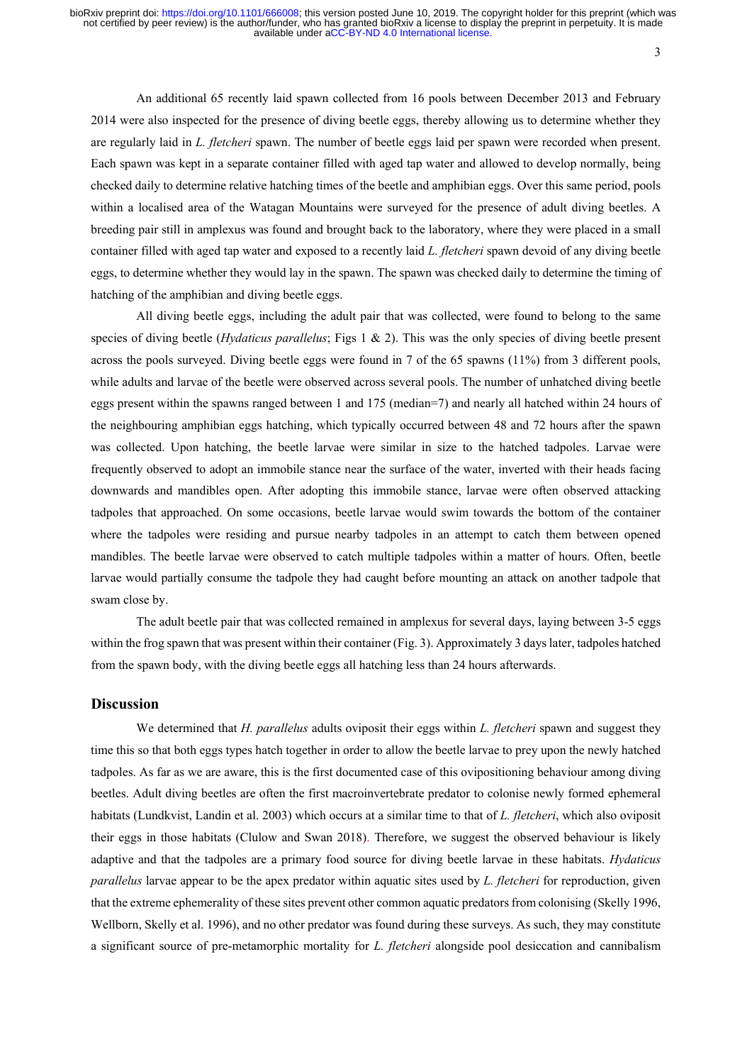An additional 65 recently laid spawn collected from 16 pools between December 2013 and February 2014 were also inspected for the presence of diving beetle eggs, thereby allowing us to determine whether they are regularly laid in *L. fletcheri* spawn. The number of beetle eggs laid per spawn were recorded when present. Each spawn was kept in a separate container filled with aged tap water and allowed to develop normally, being checked daily to determine relative hatching times of the beetle and amphibian eggs. Over this same period, pools within a localised area of the Watagan Mountains were surveyed for the presence of adult diving beetles. A breeding pair still in amplexus was found and brought back to the laboratory, where they were placed in a small container filled with aged tap water and exposed to a recently laid *L. fletcheri* spawn devoid of any diving beetle eggs, to determine whether they would lay in the spawn. The spawn was checked daily to determine the timing of hatching of the amphibian and diving beetle eggs.

All diving beetle eggs, including the adult pair that was collected, were found to belong to the same species of diving beetle (*Hydaticus parallelus*; Figs 1 & 2). This was the only species of diving beetle present across the pools surveyed. Diving beetle eggs were found in 7 of the 65 spawns (11%) from 3 different pools, while adults and larvae of the beetle were observed across several pools. The number of unhatched diving beetle eggs present within the spawns ranged between 1 and 175 (median=7) and nearly all hatched within 24 hours of the neighbouring amphibian eggs hatching, which typically occurred between 48 and 72 hours after the spawn was collected. Upon hatching, the beetle larvae were similar in size to the hatched tadpoles. Larvae were frequently observed to adopt an immobile stance near the surface of the water, inverted with their heads facing downwards and mandibles open. After adopting this immobile stance, larvae were often observed attacking tadpoles that approached. On some occasions, beetle larvae would swim towards the bottom of the container where the tadpoles were residing and pursue nearby tadpoles in an attempt to catch them between opened mandibles. The beetle larvae were observed to catch multiple tadpoles within a matter of hours. Often, beetle larvae would partially consume the tadpole they had caught before mounting an attack on another tadpole that swam close by.

The adult beetle pair that was collected remained in amplexus for several days, laying between 3-5 eggs within the frog spawn that was present within their container (Fig. 3). Approximately 3 days later, tadpoles hatched from the spawn body, with the diving beetle eggs all hatching less than 24 hours afterwards.

## Discussion

We determined that *H. parallelus* adults oviposit their eggs within *L. fletcheri* spawn and suggest they time this so that both eggs types hatch together in order to allow the beetle larvae to prey upon the newly hatched tadpoles. As far as we are aware, this is the first documented case of this ovipositioning behaviour among diving beetles. Adult diving beetles are often the first macroinvertebrate predator to colonise newly formed ephemeral habitats (Lundkvist, Landin et al. 2003) which occurs at a similar time to that of *L. fletcheri*, which also oviposit their eggs in those habitats (Clulow and Swan 2018). Therefore, we suggest the observed behaviour is likely adaptive and that the tadpoles are a primary food source for diving beetle larvae in these habitats. *Hydaticus parallelus* larvae appear to be the apex predator within aquatic sites used by *L. fletcheri* for reproduction, given that the extreme ephemerality of these sites prevent other common aquatic predators from colonising (Skelly 1996, Wellborn, Skelly et al. 1996), and no other predator was found during these surveys. As such, they may constitute a significant source of pre-metamorphic mortality for *L. fletcheri* alongside pool desiccation and cannibalism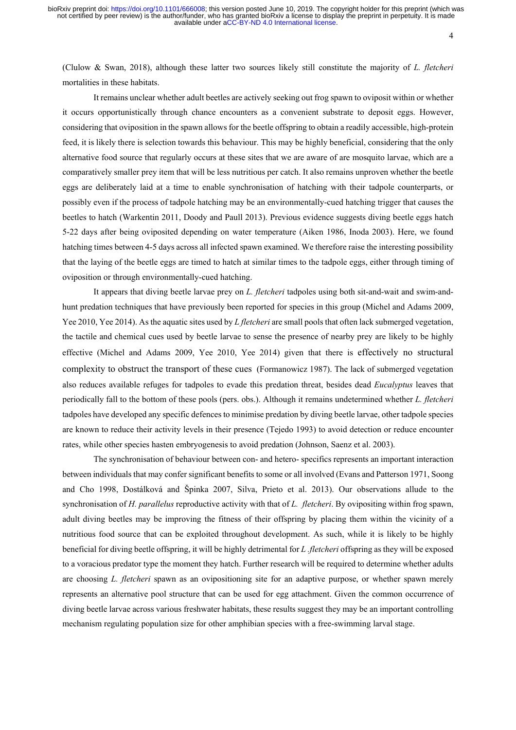(Clulow & Swan, 2018), although these latter two sources likely still constitute the majority of *L. fletcheri* mortalities in these habitats.

It remains unclear whether adult beetles are actively seeking out frog spawn to oviposit within or whether it occurs opportunistically through chance encounters as a convenient substrate to deposit eggs. However, considering that oviposition in the spawn allows for the beetle offspring to obtain a readily accessible, high-protein feed, it is likely there is selection towards this behaviour. This may be highly beneficial, considering that the only alternative food source that regularly occurs at these sites that we are aware of are mosquito larvae, which are a comparatively smaller prey item that will be less nutritious per catch. It also remains unproven whether the beetle eggs are deliberately laid at a time to enable synchronisation of hatching with their tadpole counterparts, or possibly even if the process of tadpole hatching may be an environmentally-cued hatching trigger that causes the beetles to hatch (Warkentin 2011, Doody and Paull 2013). Previous evidence suggests diving beetle eggs hatch 5-22 days after being oviposited depending on water temperature (Aiken 1986, Inoda 2003). Here, we found hatching times between 4-5 days across all infected spawn examined. We therefore raise the interesting possibility that the laying of the beetle eggs are timed to hatch at similar times to the tadpole eggs, either through timing of oviposition or through environmentally-cued hatching.

It appears that diving beetle larvae prey on *L. fletcheri* tadpoles using both sit-and-wait and swim-and-hunt predation techniques that have previously been reported for species in this group (Michel and Adams 2009, Yee 2010, Yee 2014). As the aquatic sites used by *L fletcheri* are small pools that often lack submerged vegetation, the tactile and chemical cues used by beetle larvae to sense the presence of nearby prey are likely to be highly effective (Michel and Adams 2009, Yee 2010, Yee 2014) given that there is effectively no structural complexity to obstruct the transport of these cues (Formanowicz 1987). The lack of submerged vegetation also reduces available refuges for tadpoles to evade this predation threat, besides dead *Eucalyptus* leaves that periodically fall to the bottom of these pools (pers. obs.). Although it remains undetermined whether *L. fletcheri* tadpoles have developed any specific defences to minimise predation by diving beetle larvae, other tadpole species are known to reduce their activity levels in their presence (Tejedo 1993) to avoid detection or reduce encounter rates, while other species hasten embryogenesis to avoid predation (Johnson, Saenz et al. 2003).

The synchronisation of behaviour between con- and hetero- specifics represents an important interaction between individuals that may confer significant benefits to some or all involved (Evans and Patterson 1971, Soong and Cho 1998, Dostálková and Špinka 2007, Silva, Prieto et al. 2013). Our observations allude to the synchronisation of *H. parallelus* reproductive activity with that of *L. fletcheri*. By ovipositing within frog spawn, adult diving beetles may be improving the fitness of their offspring by placing them within the vicinity of a nutritious food source that can be exploited throughout development. As such, while it is likely to be highly beneficial for diving beetle offspring, it will be highly detrimental for *L .fletcheri* offspring as they will be exposed to a voracious predator type the moment they hatch. Further research will be required to determine whether adults are choosing *L. fletcheri* spawn as an ovipositioning site for an adaptive purpose, or whether spawn merely represents an alternative pool structure that can be used for egg attachment. Given the common occurrence of diving beetle larvae across various freshwater habitats, these results suggest they may be an important controlling mechanism regulating population size for other amphibian species with a free-swimming larval stage.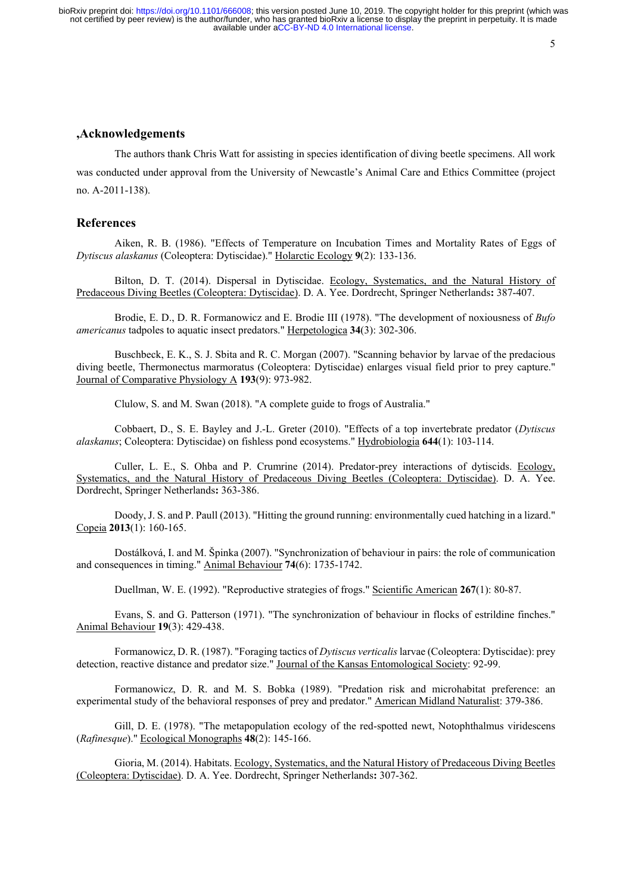## ,Acknowledgements

The authors thank Chris Watt for assisting in species identification of diving beetle specimens. All work was conducted under approval from the University of Newcastle's Animal Care and Ethics Committee (project no. A-2011-138).

## References

Aiken, R. B. (1986). "Effects of Temperature on Incubation Times and Mortality Rates of Eggs of *Dytiscus alaskanus* (Coleoptera: Dytiscidae)." Holarctic Ecology **9**(2): 133-136.

Bilton, D. T. (2014). Dispersal in Dytiscidae. Ecology, Systematics, and the Natural History of Predaceous Diving Beetles (Coleoptera: Dytiscidae). D. A. Yee. Dordrecht, Springer Netherlands**:** 387-407.

Brodie, E. D., D. R. Formanowicz and E. Brodie III (1978). "The development of noxiousness of *Bufo americanus* tadpoles to aquatic insect predators." Herpetologica **34**(3): 302-306.

Buschbeck, E. K., S. J. Sbita and R. C. Morgan (2007). "Scanning behavior by larvae of the predacious diving beetle, Thermonectus marmoratus (Coleoptera: Dytiscidae) enlarges visual field prior to prey capture." Journal of Comparative Physiology A **193**(9): 973-982.

Clulow, S. and M. Swan (2018). "A complete guide to frogs of Australia."

Cobbaert, D., S. E. Bayley and J.-L. Greter (2010). "Effects of a top invertebrate predator (*Dytiscus alaskanus*; Coleoptera: Dytiscidae) on fishless pond ecosystems." Hydrobiologia **644**(1): 103-114.

Culler, L. E., S. Ohba and P. Crumrine (2014). Predator-prey interactions of dytiscids. Ecology, Systematics, and the Natural History of Predaceous Diving Beetles (Coleoptera: Dytiscidae). D. A. Yee. Dordrecht, Springer Netherlands**:** 363-386.

Doody, J. S. and P. Paull (2013). "Hitting the ground running: environmentally cued hatching in a lizard." Copeia **2013**(1): 160-165.

Dostálková, I. and M. Špinka (2007). "Synchronization of behaviour in pairs: the role of communication and consequences in timing." Animal Behaviour **74**(6): 1735-1742.

Duellman, W. E. (1992). "Reproductive strategies of frogs." Scientific American **267**(1): 80-87.

Evans, S. and G. Patterson (1971). "The synchronization of behaviour in flocks of estrildine finches." Animal Behaviour **19**(3): 429-438.

Formanowicz, D. R. (1987). "Foraging tactics of *Dytiscus verticalis* larvae (Coleoptera: Dytiscidae): prey detection, reactive distance and predator size." Journal of the Kansas Entomological Society: 92-99.

Formanowicz, D. R. and M. S. Bobka (1989). "Predation risk and microhabitat preference: an experimental study of the behavioral responses of prey and predator." American Midland Naturalist: 379-386.

Gill, D. E. (1978). "The metapopulation ecology of the red-spotted newt, Notophthalmus viridescens (*Rafinesque*)." Ecological Monographs **48**(2): 145-166.

Gioria, M. (2014). Habitats. Ecology, Systematics, and the Natural History of Predaceous Diving Beetles (Coleoptera: Dytiscidae). D. A. Yee. Dordrecht, Springer Netherlands**:** 307-362.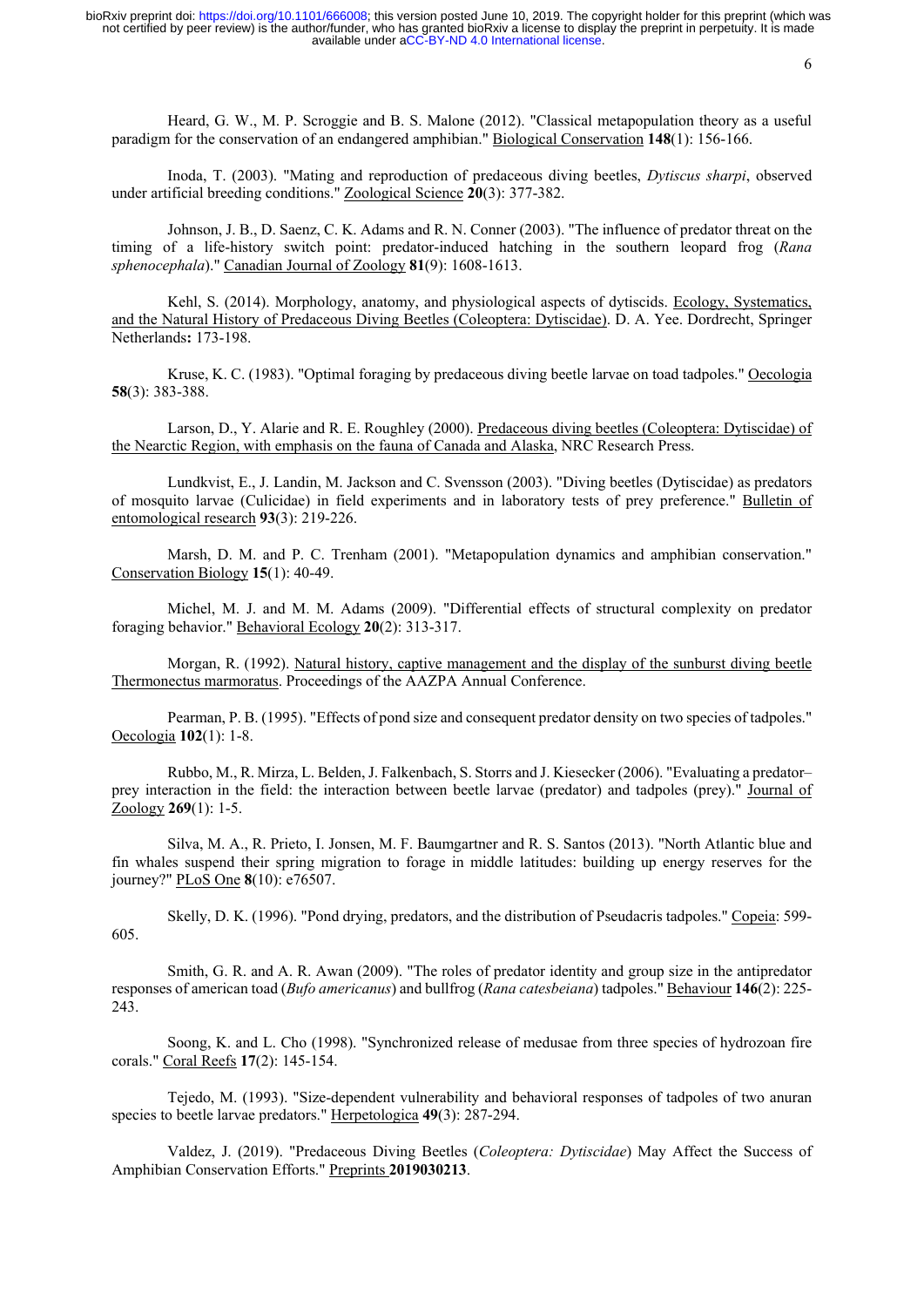Heard, G. W., M. P. Scroggie and B. S. Malone (2012). "Classical metapopulation theory as a useful paradigm for the conservation of an endangered amphibian." Biological Conservation **148**(1): 156-166.

Inoda, T. (2003). "Mating and reproduction of predaceous diving beetles, *Dytiscus sharpi*, observed under artificial breeding conditions." Zoological Science **20**(3): 377-382.

Johnson, J. B., D. Saenz, C. K. Adams and R. N. Conner (2003). "The influence of predator threat on the timing of a life-history switch point: predator-induced hatching in the southern leopard frog (*Rana sphenocephala*)." Canadian Journal of Zoology **81**(9): 1608-1613.

Kehl, S. (2014). Morphology, anatomy, and physiological aspects of dytiscids. Ecology, Systematics, and the Natural History of Predaceous Diving Beetles (Coleoptera: Dytiscidae). D. A. Yee. Dordrecht, Springer Netherlands**:** 173-198.

Kruse, K. C. (1983). "Optimal foraging by predaceous diving beetle larvae on toad tadpoles." Oecologia **58**(3): 383-388.

Larson, D., Y. Alarie and R. E. Roughley (2000). Predaceous diving beetles (Coleoptera: Dytiscidae) of the Nearctic Region, with emphasis on the fauna of Canada and Alaska, NRC Research Press.

Lundkvist, E., J. Landin, M. Jackson and C. Svensson (2003). "Diving beetles (Dytiscidae) as predators of mosquito larvae (Culicidae) in field experiments and in laboratory tests of prey preference." Bulletin of entomological research **93**(3): 219-226.

Marsh, D. M. and P. C. Trenham (2001). "Metapopulation dynamics and amphibian conservation." Conservation Biology **15**(1): 40-49.

Michel, M. J. and M. M. Adams (2009). "Differential effects of structural complexity on predator foraging behavior." Behavioral Ecology **20**(2): 313-317.

Morgan, R. (1992). Natural history, captive management and the display of the sunburst diving beetle Thermonectus marmoratus. Proceedings of the AAZPA Annual Conference.

Pearman, P. B. (1995). "Effects of pond size and consequent predator density on two species of tadpoles." Oecologia **102**(1): 1-8.

Rubbo, M., R. Mirza, L. Belden, J. Falkenbach, S. Storrs and J. Kiesecker (2006). "Evaluating a predator–prey interaction in the field: the interaction between beetle larvae (predator) and tadpoles (prey)." Journal of Zoology **269**(1): 1-5.

Silva, M. A., R. Prieto, I. Jonsen, M. F. Baumgartner and R. S. Santos (2013). "North Atlantic blue and fin whales suspend their spring migration to forage in middle latitudes: building up energy reserves for the journey?" PLoS One **8**(10): e76507.

Skelly, D. K. (1996). "Pond drying, predators, and the distribution of Pseudacris tadpoles." Copeia: 599-605.

Smith, G. R. and A. R. Awan (2009). "The roles of predator identity and group size in the antipredator responses of american toad (*Bufo americanus*) and bullfrog (*Rana catesbeiana*) tadpoles." Behaviour **146**(2): 225-243.

Soong, K. and L. Cho (1998). "Synchronized release of medusae from three species of hydrozoan fire corals." Coral Reefs **17**(2): 145-154.

Tejedo, M. (1993). "Size-dependent vulnerability and behavioral responses of tadpoles of two anuran species to beetle larvae predators." Herpetologica **49**(3): 287-294.

Valdez, J. (2019). "Predaceous Diving Beetles (*Coleoptera: Dytiscidae*) May Affect the Success of Amphibian Conservation Efforts." Preprints **2019030213**.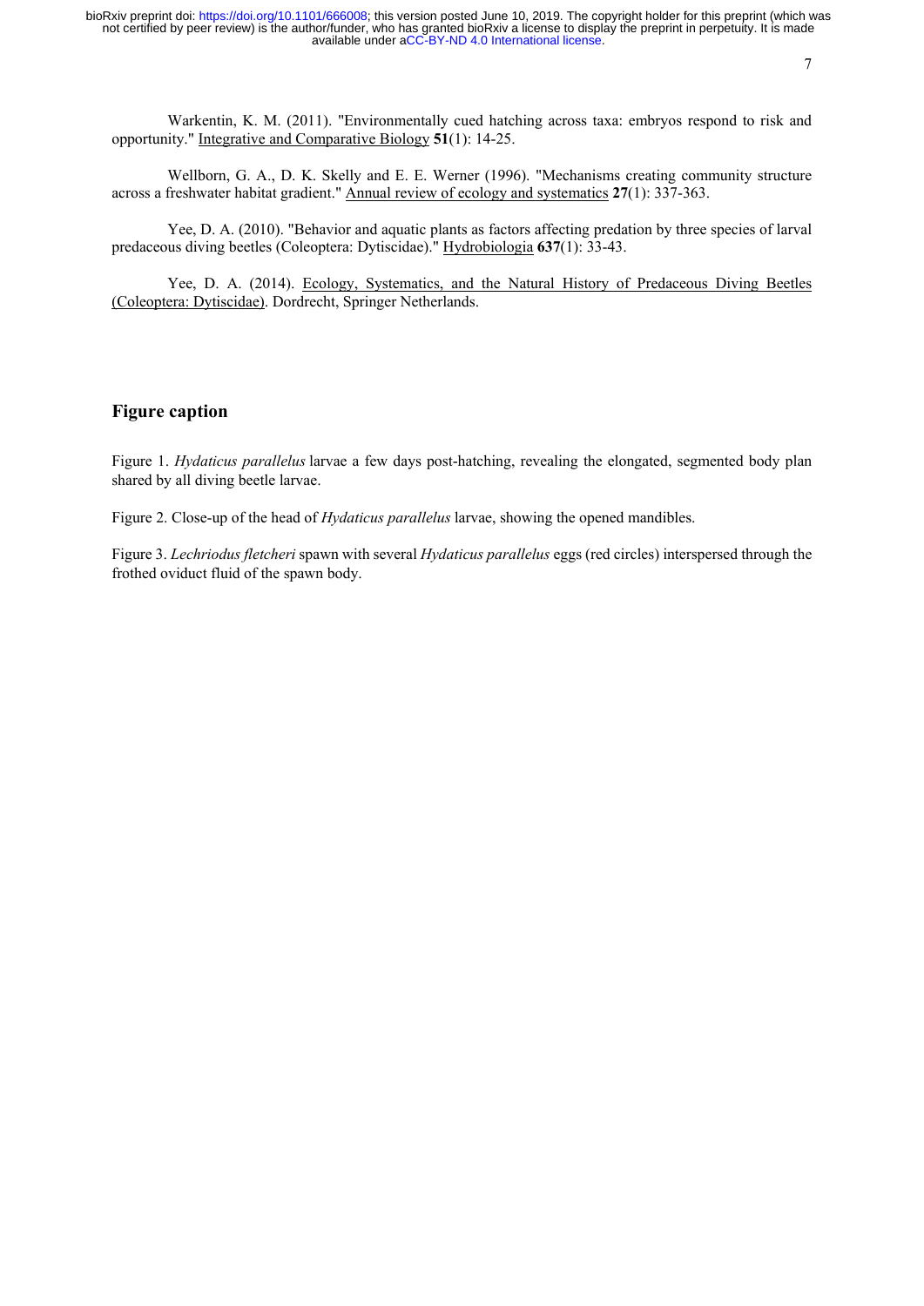Warkentin, K. M. (2011). "Environmentally cued hatching across taxa: embryos respond to risk and opportunity." Integrative and Comparative Biology **51**(1): 14-25.

Wellborn, G. A., D. K. Skelly and E. E. Werner (1996). "Mechanisms creating community structure across a freshwater habitat gradient." Annual review of ecology and systematics **27**(1): 337-363.

Yee, D. A. (2010). "Behavior and aquatic plants as factors affecting predation by three species of larval predaceous diving beetles (Coleoptera: Dytiscidae)." Hydrobiologia **637**(1): 33-43.

Yee, D. A. (2014). Ecology, Systematics, and the Natural History of Predaceous Diving Beetles (Coleoptera: Dytiscidae). Dordrecht, Springer Netherlands.

## Figure caption

Figure 1. *Hydaticus parallelus* larvae a few days post-hatching, revealing the elongated, segmented body plan shared by all diving beetle larvae.

Figure 2. Close-up of the head of *Hydaticus parallelus* larvae, showing the opened mandibles.

Figure 3. *Lechriodus fletcheri* spawn with several *Hydaticus parallelus* eggs (red circles) interspersed through the frothed oviduct fluid of the spawn body.